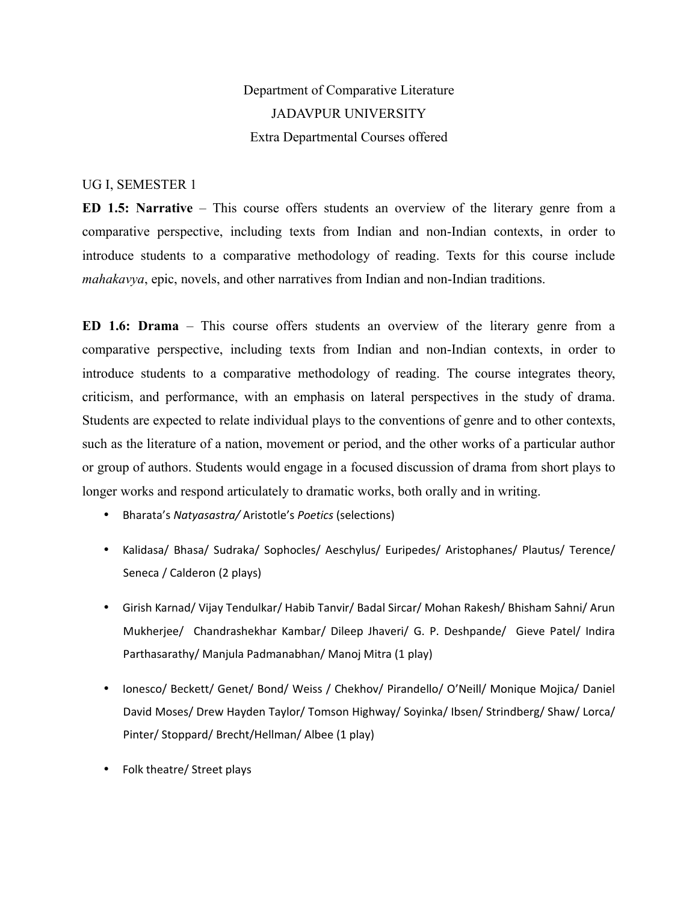# Department of Comparative Literature

## JADAVPUR UNIVERSITY

### Extra Departmental Courses offered

UG I, SEMESTER 1

**ED 1.5: Narrative** – This course offers students an overview of the literary genre from a comparative perspective, including texts from Indian and non-Indian contexts, in order to introduce students to a comparative methodology of reading. Texts for this course include *mahakavya*, epic, novels, and other narratives from Indian and non-Indian traditions.

**ED 1.6: Drama** – This course offers students an overview of the literary genre from a comparative perspective, including texts from Indian and non-Indian contexts, in order to introduce students to a comparative methodology of reading. The course integrates theory, criticism, and performance, with an emphasis on lateral perspectives in the study of drama. Students are expected to relate individual plays to the conventions of genre and to other contexts, such as the literature of a nation, movement or period, and the other works of a particular author or group of authors. Students would engage in a focused discussion of drama from short plays to longer works and respond articulately to dramatic works, both orally and in writing.

- Bharata's *Natyasastra/* Aristotle's *Poetics* (selections)
- Kalidasa/ Bhasa/ Sudraka/ Sophocles/ Aeschylus/ Euripedes/ Aristophanes/ Plautus/ Terence/ Seneca / Calderon (2 plays)
- Girish Karnad/ Vijay Tendulkar/ Habib Tanvir/ Badal Sircar/ Mohan Rakesh/ Bhisham Sahni/ Arun Mukherjee/ Chandrashekhar Kambar/ Dileep Jhaveri/ G. P. Deshpande/ Gieve Patel/ Indira Parthasarathy/ Manjula Padmanabhan/ Manoj Mitra (1 play)
- Ionesco/ Beckett/ Genet/ Bond/ Weiss / Chekhov/ Pirandello/ O'Neill/ Monique Mojica/ Daniel David Moses/ Drew Hayden Taylor/ Tomson Highway/ Soyinka/ Ibsen/ Strindberg/ Shaw/ Lorca/ Pinter/ Stoppard/ Brecht/Hellman/ Albee (1 play)
- Folk theatre/ Street plays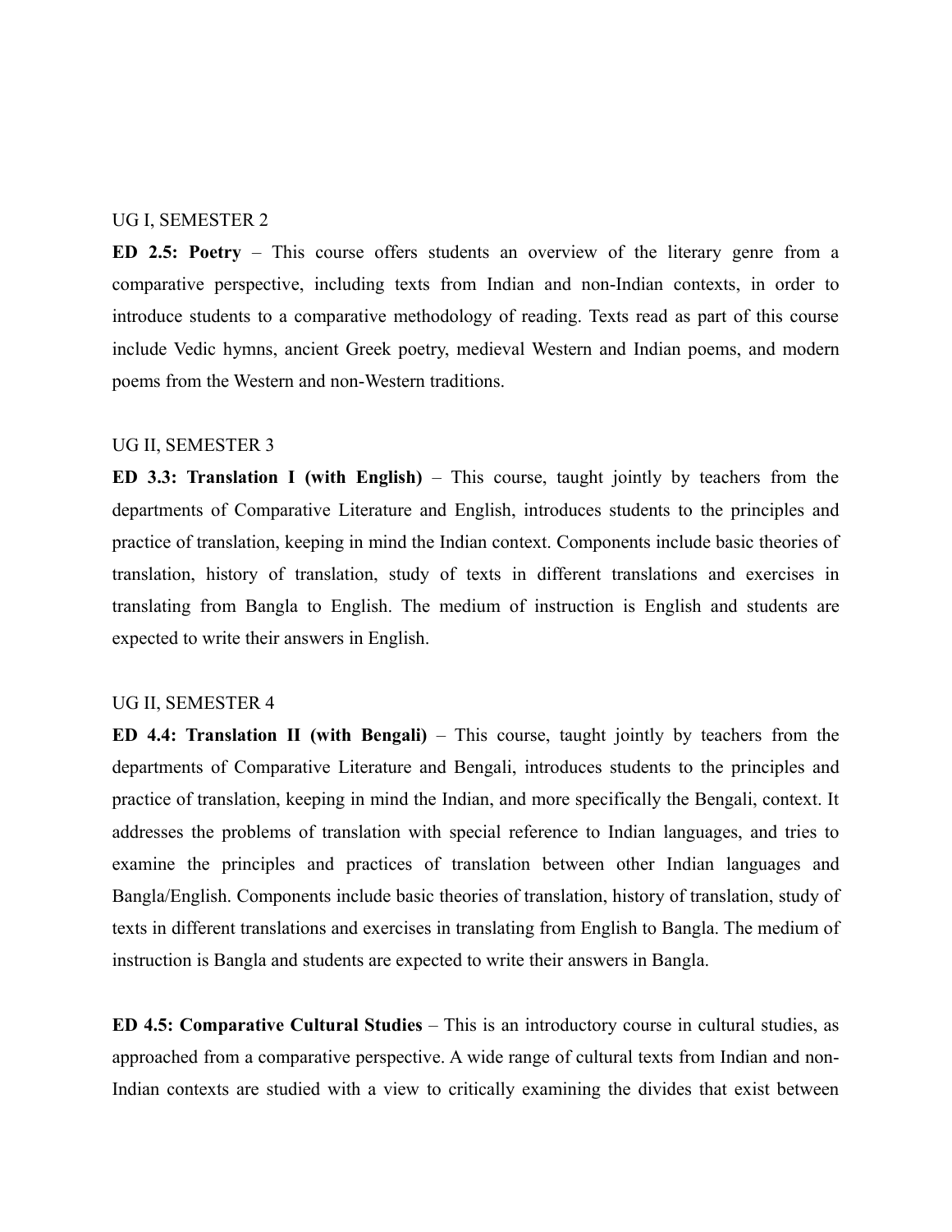UG I, SEMESTER 2

**ED 2.5: Poetry** – This course offers students an overview of the literary genre from a comparative perspective, including texts from Indian and non-Indian contexts, in order to introduce students to a comparative methodology of reading. Texts read as part of this course include Vedic hymns, ancient Greek poetry, medieval Western and Indian poems, and modern poems from the Western and non-Western traditions.

UG II, SEMESTER 3

**ED 3.3: Translation I (with English)** – This course, taught jointly by teachers from the departments of Comparative Literature and English, introduces students to the principles and practice of translation, keeping in mind the Indian context. Components include basic theories of translation, history of translation, study of texts in different translations and exercises in translating from Bangla to English. The medium of instruction is English and students are expected to write their answers in English.

UG II, SEMESTER 4

**ED 4.4: Translation II (with Bengali)** – This course, taught jointly by teachers from the departments of Comparative Literature and Bengali, introduces students to the principles and practice of translation, keeping in mind the Indian, and more specifically the Bengali, context. It addresses the problems of translation with special reference to Indian languages, and tries to examine the principles and practices of translation between other Indian languages and Bangla/English. Components include basic theories of translation, history of translation, study of texts in different translations and exercises in translating from English to Bangla. The medium of instruction is Bangla and students are expected to write their answers in Bangla.

**ED 4.5: Comparative Cultural Studies** – This is an introductory course in cultural studies, as approached from a comparative perspective. A wide range of cultural texts from Indian and non-Indian contexts are studied with a view to critically examining the divides that exist between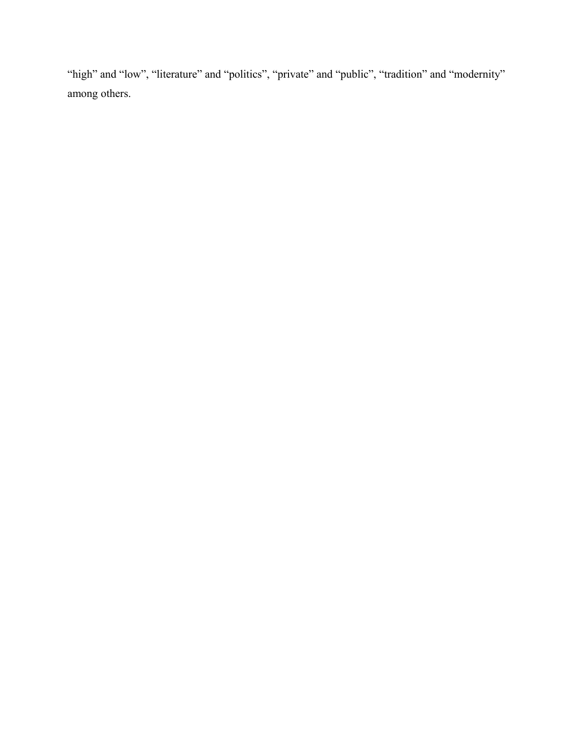“high” and “low”, “literature” and “politics”, “private” and “public”, “tradition” and “modernity” among others.